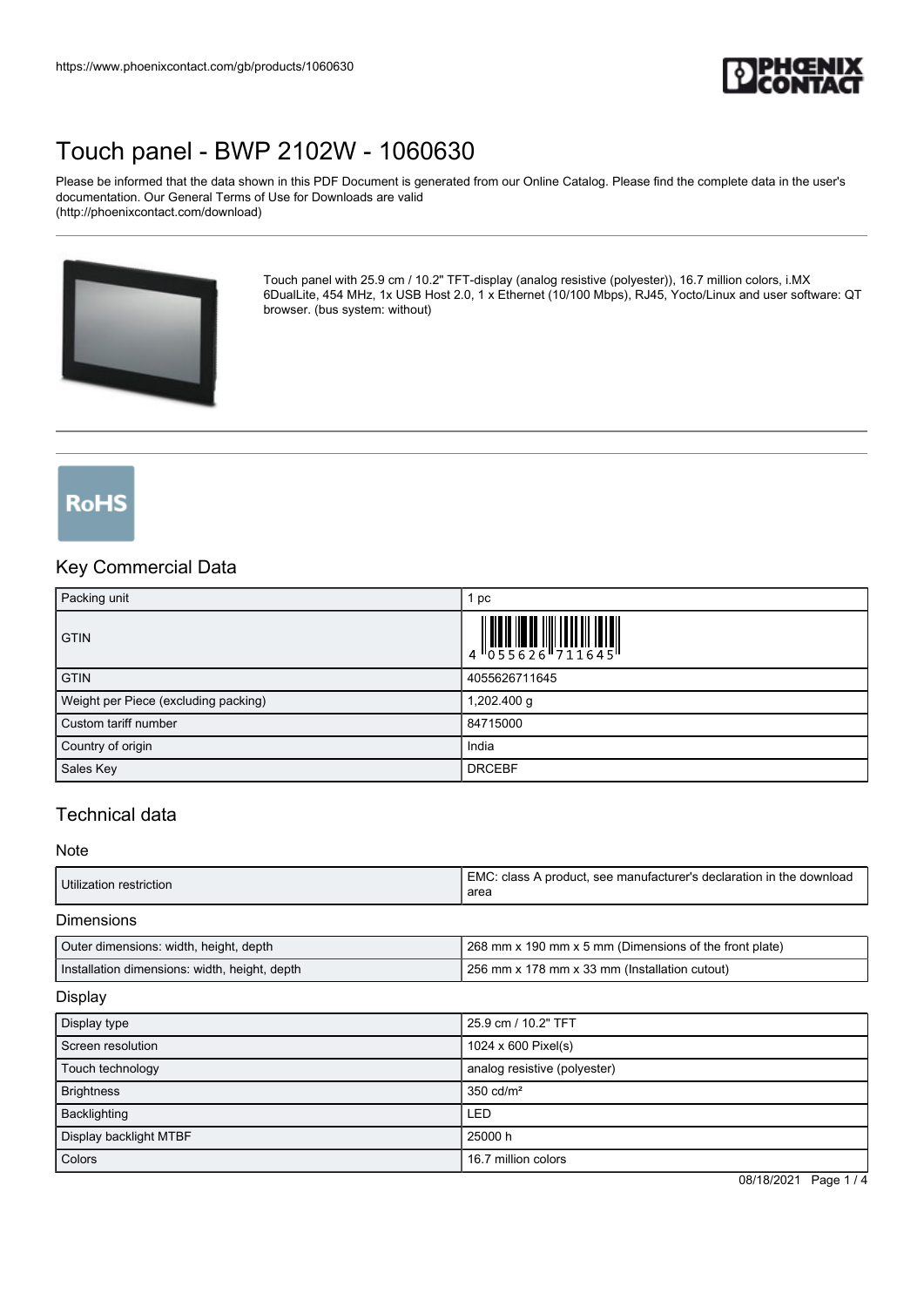# Touch panel - BWP 2102W - 1060630

Please be informed that the data shown in this PDF Document is generated from our Online Catalog. Please find the complete data in the user's documentation. Our General Terms of Use for Downloads are valid (http://phoenixcontact.com/download)

Touch panel with 25.9 cm / 10.2" TFT-display (analog resistive (polyester)), 16.7 million colors, i.MX 6DualLite, 454 MHz, 1x USB Host 2.0, 1 x Ethernet (10/100 Mbps), RJ45, Yocto/Linux and user software: QT browser. (bus system: without)

## Key Commercial Data

| Packing unit | 1 pc |
| --- | --- |
| GTIN | 4 055626 711645 |
| GTIN | 4055626711645 |
| Weight per Piece (excluding packing) | 1,202.400 g |
| Custom tariff number | 84715000 |
| Country of origin | India |
| Sales Key | DRCEBF |

## Technical data

### Note

| Utilization restriction | EMC: class A product, see manufacturer's declaration in the download area |
| --- | --- |

### Dimensions

| Outer dimensions: width, height, depth | 268 mm x 190 mm x 5 mm (Dimensions of the front plate) |
| --- | --- |
| Installation dimensions: width, height, depth | 256 mm x 178 mm x 33 mm (Installation cutout) |

### Display

| Display type | 25.9 cm / 10.2" TFT |
| --- | --- |
| Screen resolution | 1024 x 600 Pixel(s) |
| Touch technology | analog resistive (polyester) |
| Brightness | 350 cd/m² |
| Backlighting | LED |
| Display backlight MTBF | 25000 h |
| Colors | 16.7 million colors |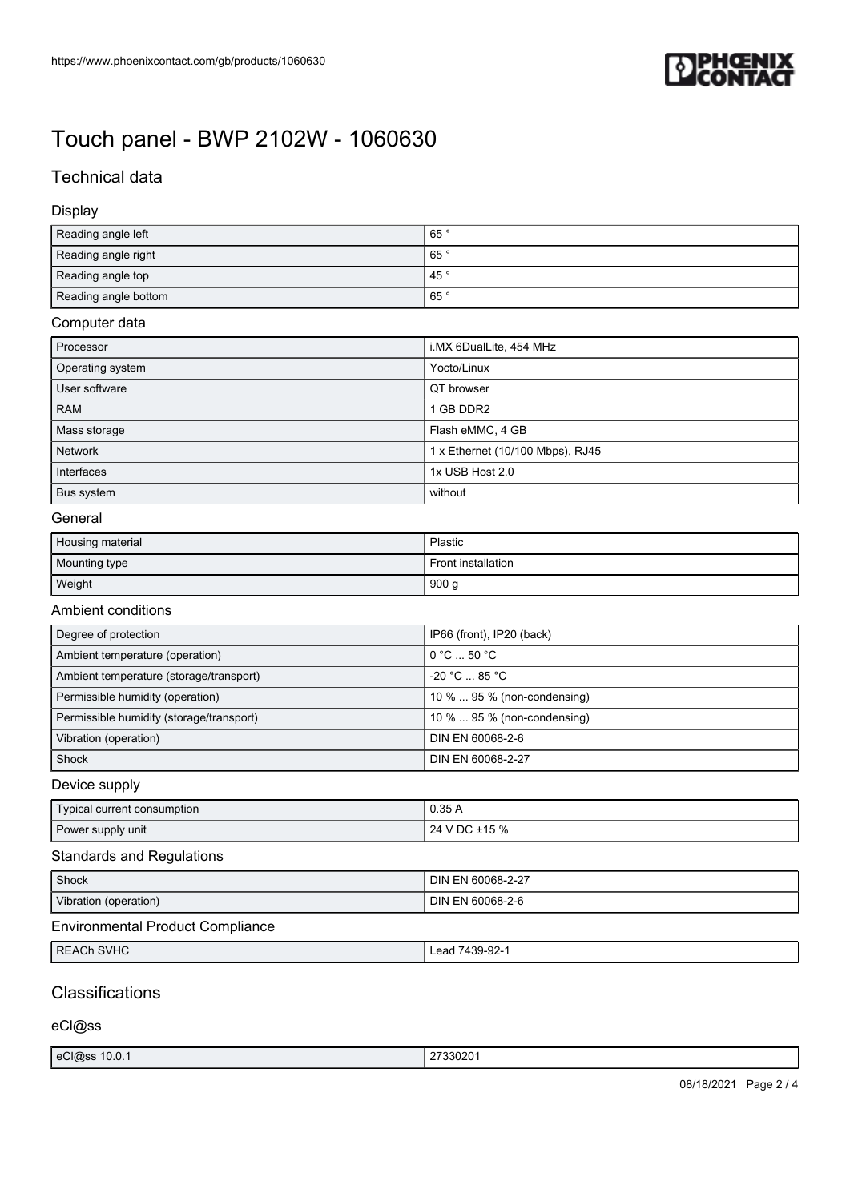# Touch panel - BWP 2102W - 1060630

## Technical data

### Display

| | |
|---|---|
| Reading angle left | 65 ° |
| Reading angle right | 65 ° |
| Reading angle top | 45 ° |
| Reading angle bottom | 65 ° |

### Computer data

| | |
|---|---|
| Processor | i.MX 6DualLite, 454 MHz |
| Operating system | Yocto/Linux |
| User software | QT browser |
| RAM | 1 GB DDR2 |
| Mass storage | Flash eMMC, 4 GB |
| Network | 1 x Ethernet (10/100 Mbps), RJ45 |
| Interfaces | 1x USB Host 2.0 |
| Bus system | without |

### General

| | |
|---|---|
| Housing material | Plastic |
| Mounting type | Front installation |
| Weight | 900 g |

### Ambient conditions

| | |
|---|---|
| Degree of protection | IP66 (front), IP20 (back) |
| Ambient temperature (operation) | 0 °C ... 50 °C |
| Ambient temperature (storage/transport) | -20 °C ... 85 °C |
| Permissible humidity (operation) | 10 % ... 95 % (non-condensing) |
| Permissible humidity (storage/transport) | 10 % ... 95 % (non-condensing) |
| Vibration (operation) | DIN EN 60068-2-6 |
| Shock | DIN EN 60068-2-27 |

### Device supply

| | |
|---|---|
| Typical current consumption | 0.35 A |
| Power supply unit | 24 V DC ±15 % |

### Standards and Regulations

| | |
|---|---|
| Shock | DIN EN 60068-2-27 |
| Vibration (operation) | DIN EN 60068-2-6 |

### Environmental Product Compliance

| | |
|---|---|
| REACh SVHC | Lead 7439-92-1 |

## Classifications

### eCl@ss

| | |
|---|---|
| eCl@ss 10.0.1 | 27330201 |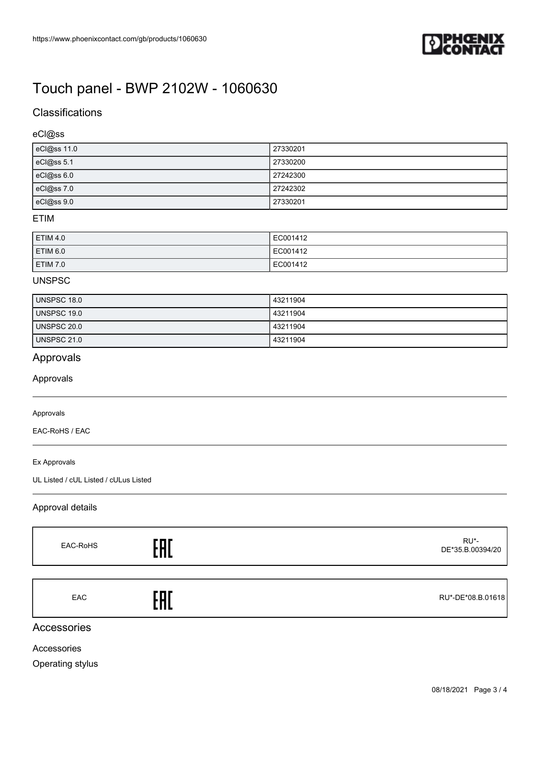// Touch panel - BWP 2102W - 1060630

## Classifications

### eCl@ss

| | |
|---|---|
| eCl@ss 11.0 | 27330201 |
| eCl@ss 5.1 | 27330200 |
| eCl@ss 6.0 | 27242300 |
| eCl@ss 7.0 | 27242302 |
| eCl@ss 9.0 | 27330201 |

### ETIM

| | |
|---|---|
| ETIM 4.0 | EC001412 |
| ETIM 6.0 | EC001412 |
| ETIM 7.0 | EC001412 |

### UNSPSC

| | |
|---|---|
| UNSPSC 18.0 | 43211904 |
| UNSPSC 19.0 | 43211904 |
| UNSPSC 20.0 | 43211904 |
| UNSPSC 21.0 | 43211904 |

## Approvals

### Approvals

Approvals

EAC-RoHS / EAC

Ex Approvals

UL Listed / cUL Listed / cULus Listed

### Approval details

| | | |
|---|---|---|
| EAC-RoHS | EAC | RU*-DE*35.B.00394/20 |
| EAC | EAC | RU*-DE*08.B.01618 |

## Accessories

Accessories

Operating stylus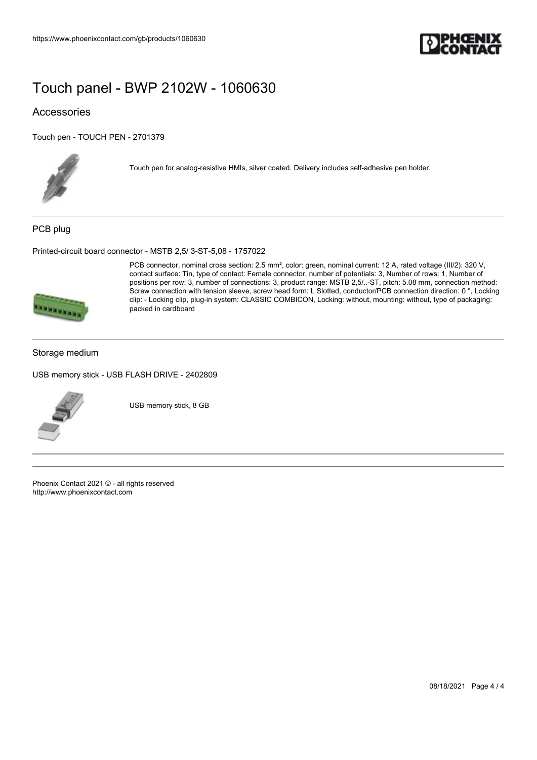# Touch panel - BWP 2102W - 1060630

## Accessories

Touch pen - TOUCH PEN - 2701379

Touch pen for analog-resistive HMIs, silver coated. Delivery includes self-adhesive pen holder.

### PCB plug

Printed-circuit board connector - MSTB 2,5/ 3-ST-5,08 - 1757022

PCB connector, nominal cross section: 2.5 mm², color: green, nominal current: 12 A, rated voltage (III/2): 320 V, contact surface: Tin, type of contact: Female connector, number of potentials: 3, Number of rows: 1, Number of positions per row: 3, number of connections: 3, product range: MSTB 2,5/..-ST, pitch: 5.08 mm, connection method: Screw connection with tension sleeve, screw head form: L Slotted, conductor/PCB connection direction: 0 °, Locking clip: - Locking clip, plug-in system: CLASSIC COMBICON, Locking: without, mounting: without, type of packaging: packed in cardboard

### Storage medium

USB memory stick - USB FLASH DRIVE - 2402809

USB memory stick, 8 GB

Phoenix Contact 2021 © - all rights reserved
http://www.phoenixcontact.com